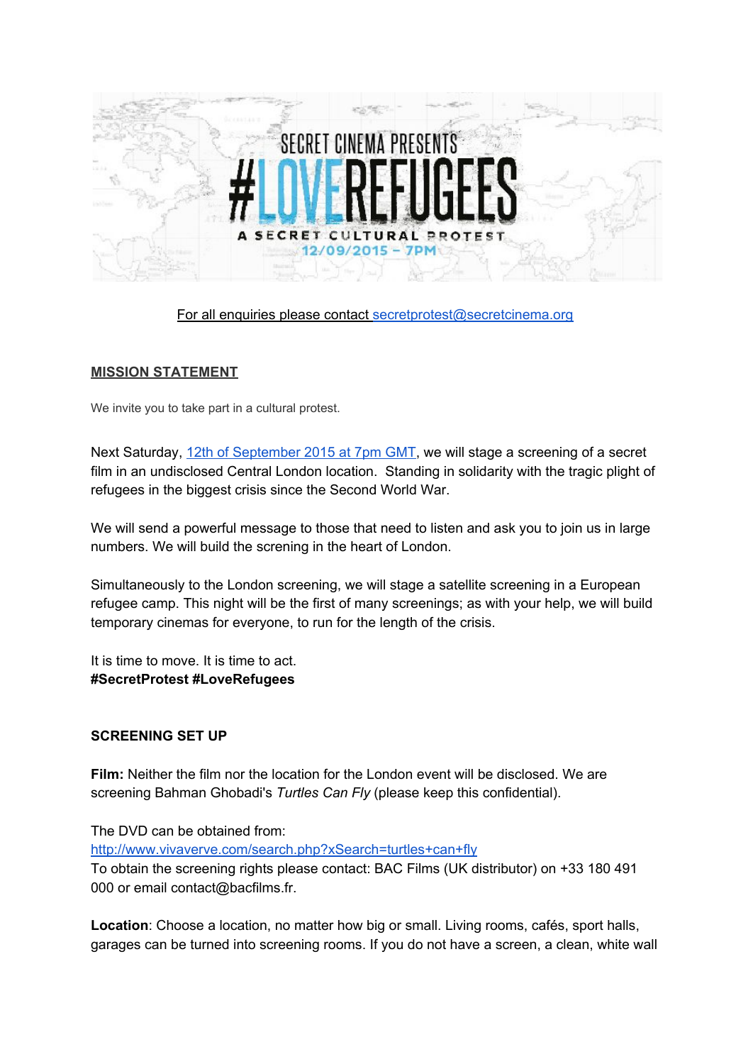SECRET CINEMA PRESENTS

# #LOVEREFUGEES

A SECRET CULTURAL PROTEST

12/09/2015 – 7PM

For all enquiries please contact secretprotest@secretcinema.org

## MISSION STATEMENT

We invite you to take part in a cultural protest.

Next Saturday, 12th of September 2015 at 7pm GMT, we will stage a screening of a secret film in an undisclosed Central London location. Standing in solidarity with the tragic plight of refugees in the biggest crisis since the Second World War.

We will send a powerful message to those that need to listen and ask you to join us in large numbers. We will build the screning in the heart of London.

Simultaneously to the London screening, we will stage a satellite screening in a European refugee camp. This night will be the first of many screenings; as with your help, we will build temporary cinemas for everyone, to run for the length of the crisis.

It is time to move. It is time to act.
**#SecretProtest #LoveRefugees**

## SCREENING SET UP

**Film:** Neither the film nor the location for the London event will be disclosed. We are screening Bahman Ghobadi's *Turtles Can Fly* (please keep this confidential).

The DVD can be obtained from:
http://www.vivaverve.com/search.php?xSearch=turtles+can+fly
To obtain the screening rights please contact: BAC Films (UK distributor) on +33 180 491 000 or email contact@bacfilms.fr.

**Location**: Choose a location, no matter how big or small. Living rooms, cafés, sport halls, garages can be turned into screening rooms. If you do not have a screen, a clean, white wall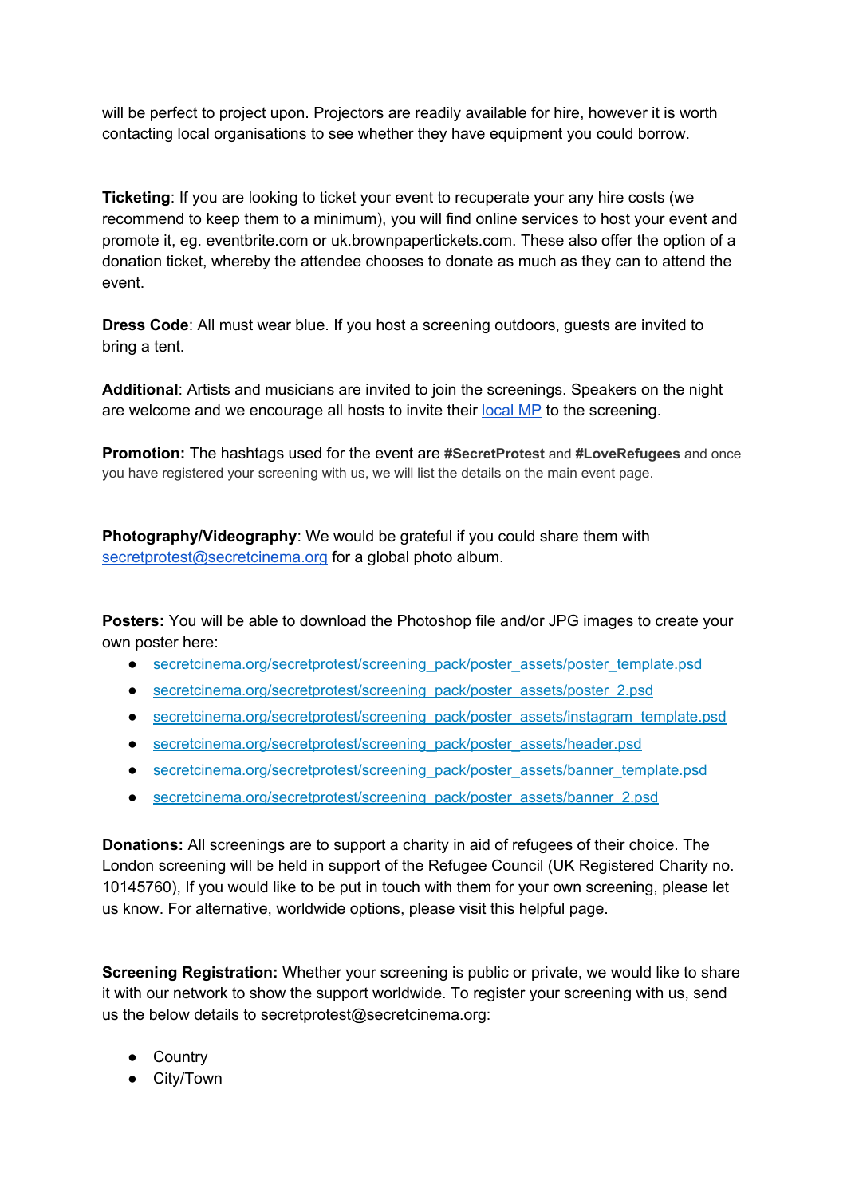will be perfect to project upon. Projectors are readily available for hire, however it is worth contacting local organisations to see whether they have equipment you could borrow.

**Ticketing**: If you are looking to ticket your event to recuperate your any hire costs (we recommend to keep them to a minimum), you will find online services to host your event and promote it, eg. eventbrite.com or uk.brownpapertickets.com. These also offer the option of a donation ticket, whereby the attendee chooses to donate as much as they can to attend the event.

**Dress Code**: All must wear blue. If you host a screening outdoors, guests are invited to bring a tent.

**Additional**: Artists and musicians are invited to join the screenings. Speakers on the night are welcome and we encourage all hosts to invite their local MP to the screening.

**Promotion:** The hashtags used for the event are **#SecretProtest** and **#LoveRefugees** and once you have registered your screening with us, we will list the details on the main event page.

**Photography/Videography**: We would be grateful if you could share them with secretprotest@secretcinema.org for a global photo album.

**Posters:** You will be able to download the Photoshop file and/or JPG images to create your own poster here:

- secretcinema.org/secretprotest/screening_pack/poster_assets/poster_template.psd
- secretcinema.org/secretprotest/screening_pack/poster_assets/poster_2.psd
- secretcinema.org/secretprotest/screening_pack/poster_assets/instagram_template.psd
- secretcinema.org/secretprotest/screening_pack/poster_assets/header.psd
- secretcinema.org/secretprotest/screening_pack/poster_assets/banner_template.psd
- secretcinema.org/secretprotest/screening_pack/poster_assets/banner_2.psd

**Donations:** All screenings are to support a charity in aid of refugees of their choice. The London screening will be held in support of the Refugee Council (UK Registered Charity no. 10145760), If you would like to be put in touch with them for your own screening, please let us know. For alternative, worldwide options, please visit this helpful page.

**Screening Registration:** Whether your screening is public or private, we would like to share it with our network to show the support worldwide. To register your screening with us, send us the below details to secretprotest@secretcinema.org:

- Country
- City/Town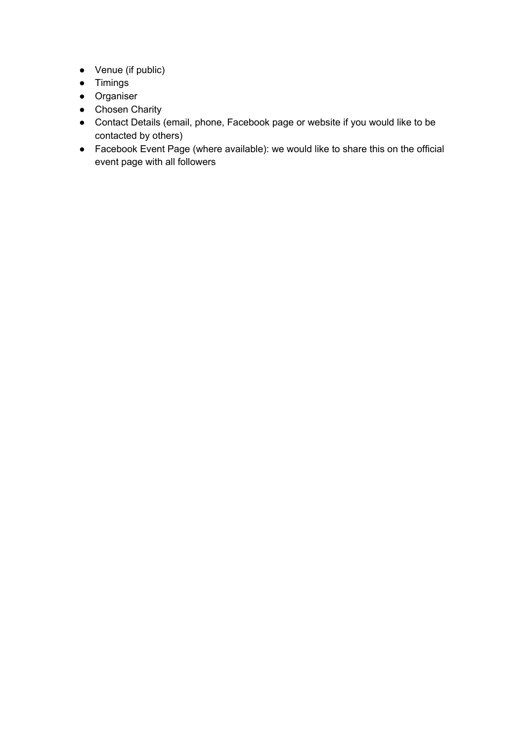- Venue (if public)
- Timings
- Organiser
- Chosen Charity
- Contact Details (email, phone, Facebook page or website if you would like to be contacted by others)
- Facebook Event Page (where available): we would like to share this on the official event page with all followers